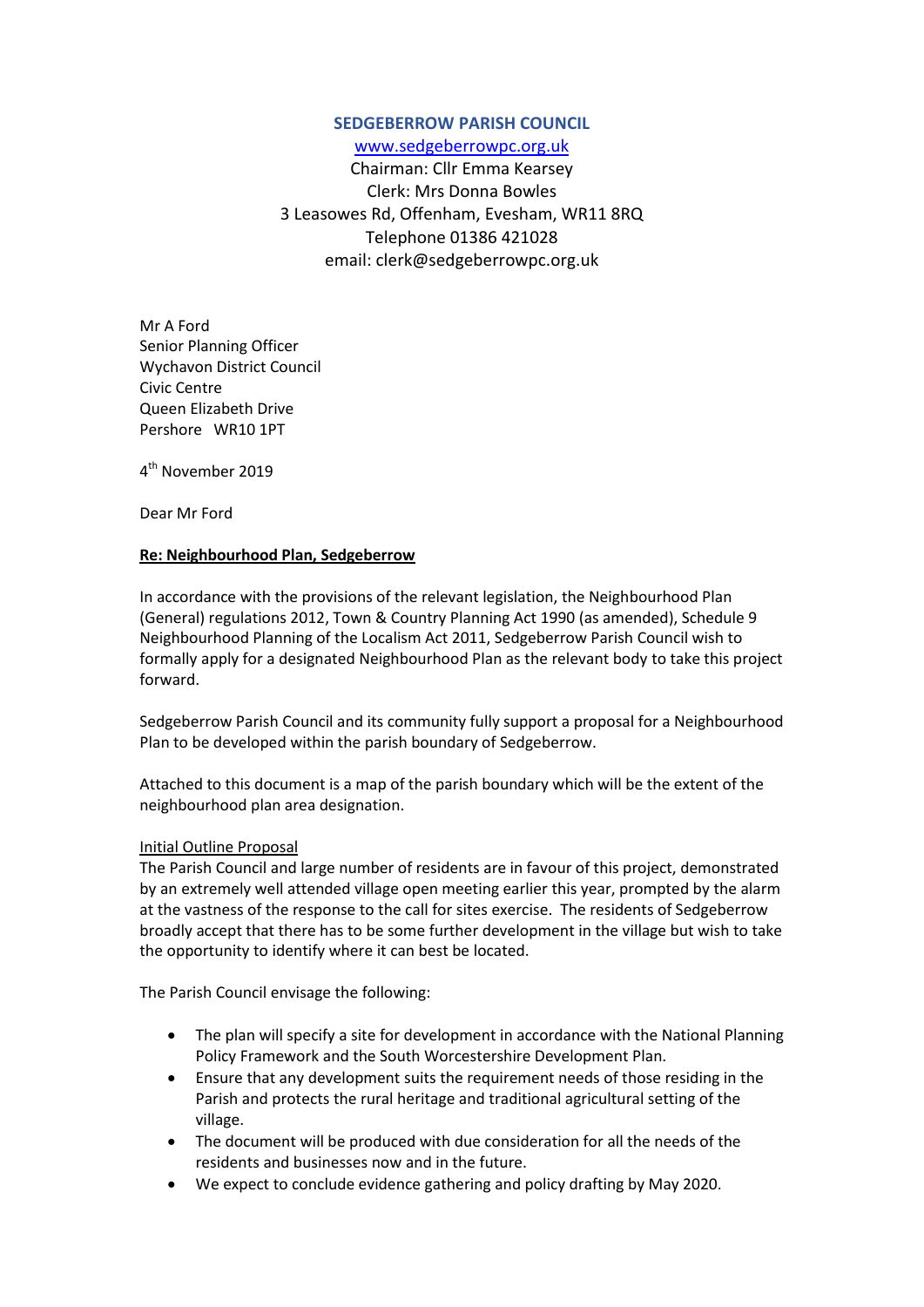**SEDGEBERROW PARISH COUNCIL**

www.sedgeberrowpc.org.uk

Chairman: Cllr Emma Kearsey

Clerk: Mrs Donna Bowles

3 Leasowes Rd, Offenham, Evesham, WR11 8RQ

Telephone 01386 421028

email: clerk@sedgeberrowpc.org.uk

Mr A Ford
Senior Planning Officer
Wychavon District Council
Civic Centre
Queen Elizabeth Drive
Pershore WR10 1PT

4th November 2019

Dear Mr Ford

**Re: Neighbourhood Plan, Sedgeberrow**

In accordance with the provisions of the relevant legislation, the Neighbourhood Plan (General) regulations 2012, Town & Country Planning Act 1990 (as amended), Schedule 9 Neighbourhood Planning of the Localism Act 2011, Sedgeberrow Parish Council wish to formally apply for a designated Neighbourhood Plan as the relevant body to take this project forward.

Sedgeberrow Parish Council and its community fully support a proposal for a Neighbourhood Plan to be developed within the parish boundary of Sedgeberrow.

Attached to this document is a map of the parish boundary which will be the extent of the neighbourhood plan area designation.

Initial Outline Proposal

The Parish Council and large number of residents are in favour of this project, demonstrated by an extremely well attended village open meeting earlier this year, prompted by the alarm at the vastness of the response to the call for sites exercise. The residents of Sedgeberrow broadly accept that there has to be some further development in the village but wish to take the opportunity to identify where it can best be located.

The Parish Council envisage the following:

- The plan will specify a site for development in accordance with the National Planning Policy Framework and the South Worcestershire Development Plan.
- Ensure that any development suits the requirement needs of those residing in the Parish and protects the rural heritage and traditional agricultural setting of the village.
- The document will be produced with due consideration for all the needs of the residents and businesses now and in the future.
- We expect to conclude evidence gathering and policy drafting by May 2020.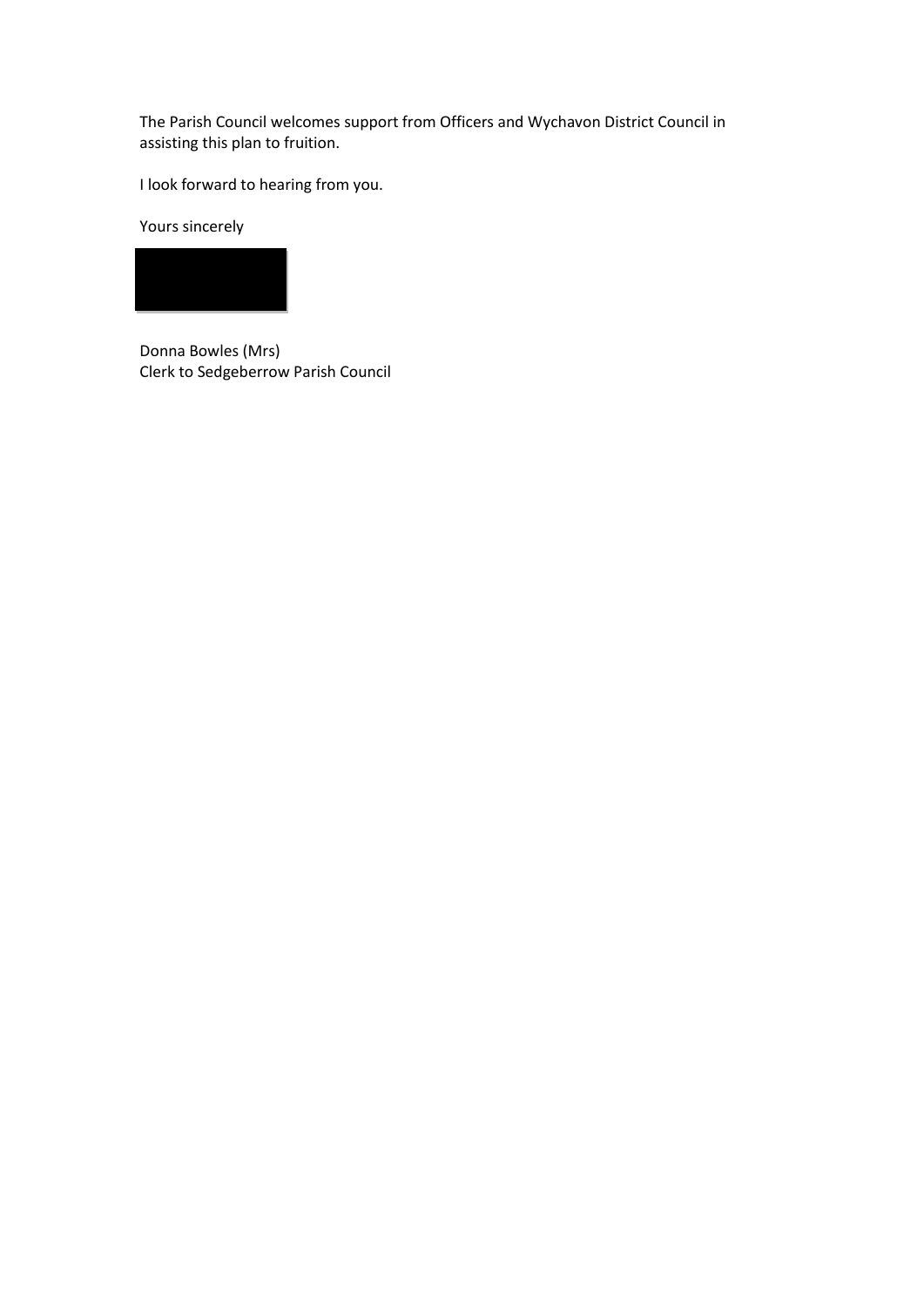The Parish Council welcomes support from Officers and Wychavon District Council in assisting this plan to fruition.

I look forward to hearing from you.

Yours sincerely

Donna Bowles (Mrs)
Clerk to Sedgeberrow Parish Council